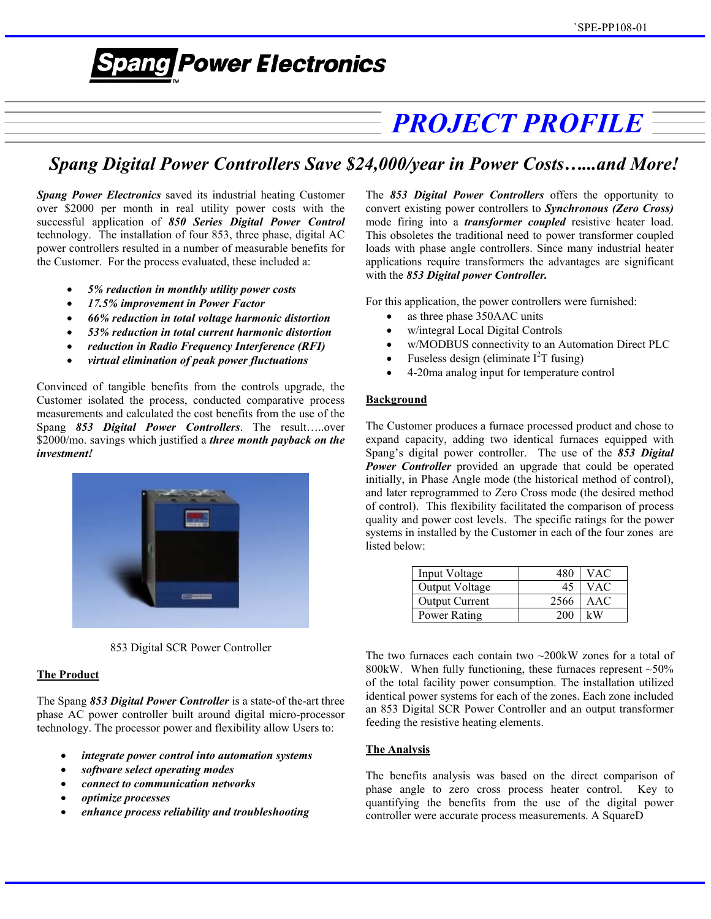![Spang Power Electronics](logo)

# PROJECT PROFILE

## *Spang Digital Power Controllers Save $24,000/year in Power Costs…...and More!*

***Spang Power Electronics*** saved its industrial heating Customer over $2000 per month in real utility power costs with the successful application of ***850 Series Digital Power Control*** technology. The installation of four 853, three phase, digital AC power controllers resulted in a number of measurable benefits for the Customer. For the process evaluated, these included a:

- ***5% reduction in monthly utility power costs***
- ***17.5% improvement in Power Factor***
- ***66% reduction in total voltage harmonic distortion***
- ***53% reduction in total current harmonic distortion***
- ***reduction in Radio Frequency Interference (RFI)***
- ***virtual elimination of peak power fluctuations***

Convinced of tangible benefits from the controls upgrade, the Customer isolated the process, conducted comparative process measurements and calculated the cost benefits from the use of the Spang ***853 Digital Power Controllers***. The result…..over $2000/mo. savings which justified a ***three month payback on the investment!***

853 Digital SCR Power Controller

### The Product

The Spang ***853 Digital Power Controller*** is a state-of-the-art three phase AC power controller built around digital micro-processor technology. The processor power and flexibility allow Users to:

- ***integrate power control into automation systems***
- ***software select operating modes***
- ***connect to communication networks***
- ***optimize processes***
- ***enhance process reliability and troubleshooting***

The ***853 Digital Power Controllers*** offers the opportunity to convert existing power controllers to ***Synchronous (Zero Cross)*** mode firing into a ***transformer coupled*** resistive heater load. This obsoletes the traditional need to power transformer coupled loads with phase angle controllers. Since many industrial heater applications require transformers the advantages are significant with the ***853 Digital power Controller.***

For this application, the power controllers were furnished:

- as three phase 350AAC units
- w/integral Local Digital Controls
- w/MODBUS connectivity to an Automation Direct PLC
- Fuseless design (eliminate $I^2T$ fusing)
- 4-20ma analog input for temperature control

### Background

The Customer produces a furnace processed product and chose to expand capacity, adding two identical furnaces equipped with Spang's digital power controller. The use of the ***853 Digital Power Controller*** provided an upgrade that could be operated initially, in Phase Angle mode (the historical method of control), and later reprogrammed to Zero Cross mode (the desired method of control). This flexibility facilitated the comparison of process quality and power cost levels. The specific ratings for the power systems in installed by the Customer in each of the four zones are listed below:

| | | |
|---|---|---|
| Input Voltage | 480 | VAC |
| Output Voltage | 45 | VAC |
| Output Current | 2566 | AAC |
| Power Rating | 200 | kW |

The two furnaces each contain two ~200kW zones for a total of 800kW. When fully functioning, these furnaces represent ~50% of the total facility power consumption. The installation utilized identical power systems for each of the zones. Each zone included an 853 Digital SCR Power Controller and an output transformer feeding the resistive heating elements.

### The Analysis

The benefits analysis was based on the direct comparison of phase angle to zero cross process heater control. Key to quantifying the benefits from the use of the digital power controller were accurate process measurements. A SquareD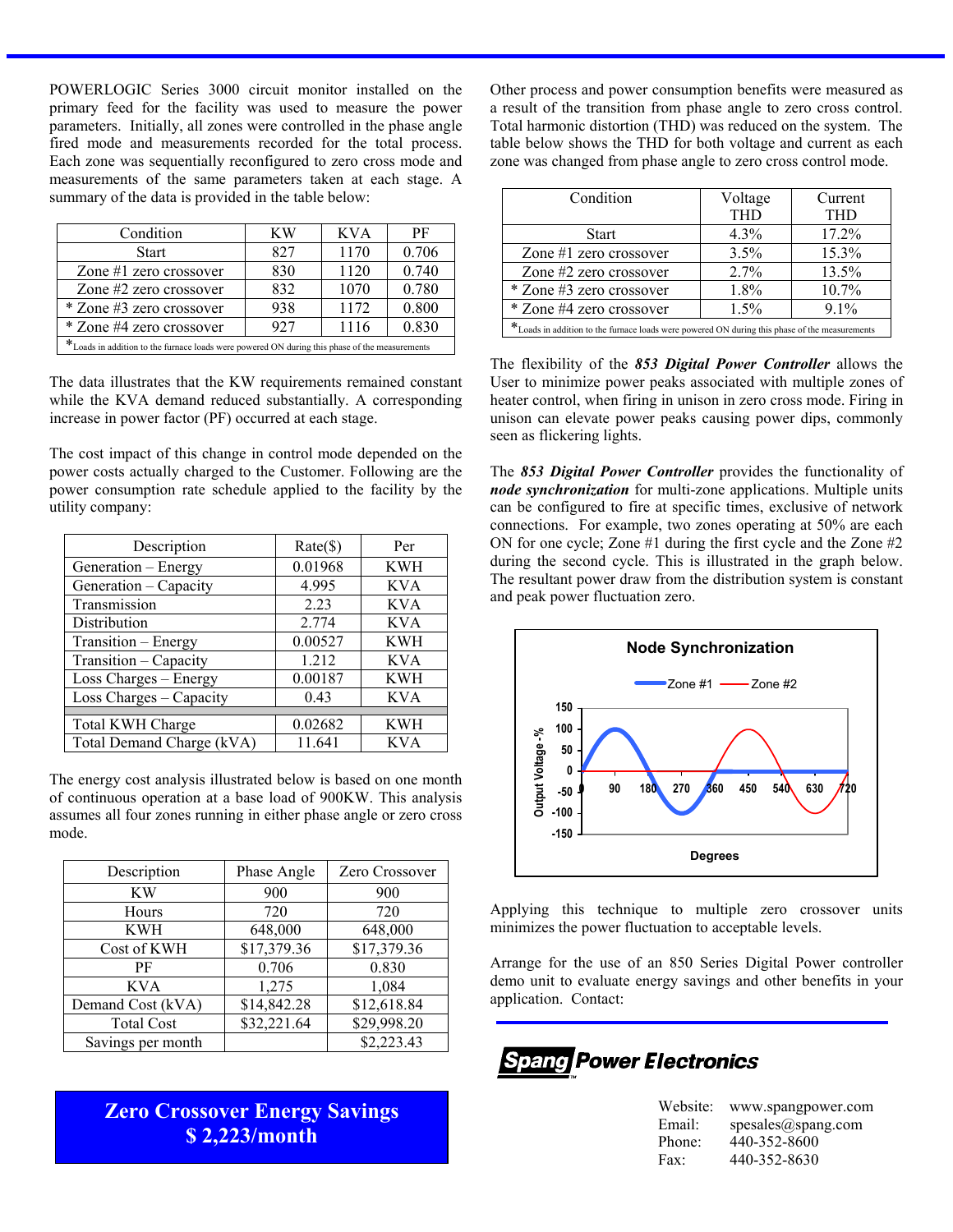POWERLOGIC Series 3000 circuit monitor installed on the primary feed for the facility was used to measure the power parameters. Initially, all zones were controlled in the phase angle fired mode and measurements recorded for the total process. Each zone was sequentially reconfigured to zero cross mode and measurements of the same parameters taken at each stage. A summary of the data is provided in the table below:

| Condition | KW | KVA | PF |
|---|---|---|---|
| Start | 827 | 1170 | 0.706 |
| Zone #1 zero crossover | 830 | 1120 | 0.740 |
| Zone #2 zero crossover | 832 | 1070 | 0.780 |
| * Zone #3 zero crossover | 938 | 1172 | 0.800 |
| * Zone #4 zero crossover | 927 | 1116 | 0.830 |

*Loads in addition to the furnace loads were powered ON during this phase of the measurements

The data illustrates that the KW requirements remained constant while the KVA demand reduced substantially. A corresponding increase in power factor (PF) occurred at each stage.

The cost impact of this change in control mode depended on the power costs actually charged to the Customer. Following are the power consumption rate schedule applied to the facility by the utility company:

| Description | Rate($) | Per |
|---|---|---|
| Generation – Energy | 0.01968 | KWH |
| Generation – Capacity | 4.995 | KVA |
| Transmission | 2.23 | KVA |
| Distribution | 2.774 | KVA |
| Transition – Energy | 0.00527 | KWH |
| Transition – Capacity | 1.212 | KVA |
| Loss Charges – Energy | 0.00187 | KWH |
| Loss Charges – Capacity | 0.43 | KVA |
| | | |
| Total KWH Charge | 0.02682 | KWH |
| Total Demand Charge (kVA) | 11.641 | KVA |

The energy cost analysis illustrated below is based on one month of continuous operation at a base load of 900KW. This analysis assumes all four zones running in either phase angle or zero cross mode.

| Description | Phase Angle | Zero Crossover |
|---|---|---|
| KW | 900 | 900 |
| Hours | 720 | 720 |
| KWH | 648,000 | 648,000 |
| Cost of KWH | $17,379.36 | $17,379.36 |
| PF | 0.706 | 0.830 |
| KVA | 1,275 | 1,084 |
| Demand Cost (kVA) | $14,842.28 | $12,618.84 |
| Total Cost | $32,221.64 | $29,998.20 |
| Savings per month | | $2,223.43 |

**Zero Crossover Energy Savings**
**$ 2,223/month**

Other process and power consumption benefits were measured as a result of the transition from phase angle to zero cross control. Total harmonic distortion (THD) was reduced on the system. The table below shows the THD for both voltage and current as each zone was changed from phase angle to zero cross control mode.

| Condition | Voltage THD | Current THD |
|---|---|---|
| Start | 4.3% | 17.2% |
| Zone #1 zero crossover | 3.5% | 15.3% |
| Zone #2 zero crossover | 2.7% | 13.5% |
| * Zone #3 zero crossover | 1.8% | 10.7% |
| * Zone #4 zero crossover | 1.5% | 9.1% |

*Loads in addition to the furnace loads were powered ON during this phase of the measurements

The flexibility of the ***853 Digital Power Controller*** allows the User to minimize power peaks associated with multiple zones of heater control, when firing in unison in zero cross mode. Firing in unison can elevate power peaks causing power dips, commonly seen as flickering lights.

The ***853 Digital Power Controller*** provides the functionality of ***node synchronization*** for multi-zone applications. Multiple units can be configured to fire at specific times, exclusive of network connections. For example, two zones operating at 50% are each ON for one cycle; Zone #1 during the first cycle and the Zone #2 during the second cycle. This is illustrated in the graph below. The resultant power draw from the distribution system is constant and peak power fluctuation zero.

Node Synchronization
Zone #1
Zone #2
Output Voltage - %
150
100
50
0
-50
-100
-150
0
90
180
270
360
450
540
630
720
Degrees

Applying this technique to multiple zero crossover units minimizes the power fluctuation to acceptable levels.

Arrange for the use of an 850 Series Digital Power controller demo unit to evaluate energy savings and other benefits in your application. Contact:

**Spang Power Electronics**

Website: www.spangpower.com
Email: spesales@spang.com
Phone: 440-352-8600
Fax: 440-352-8630